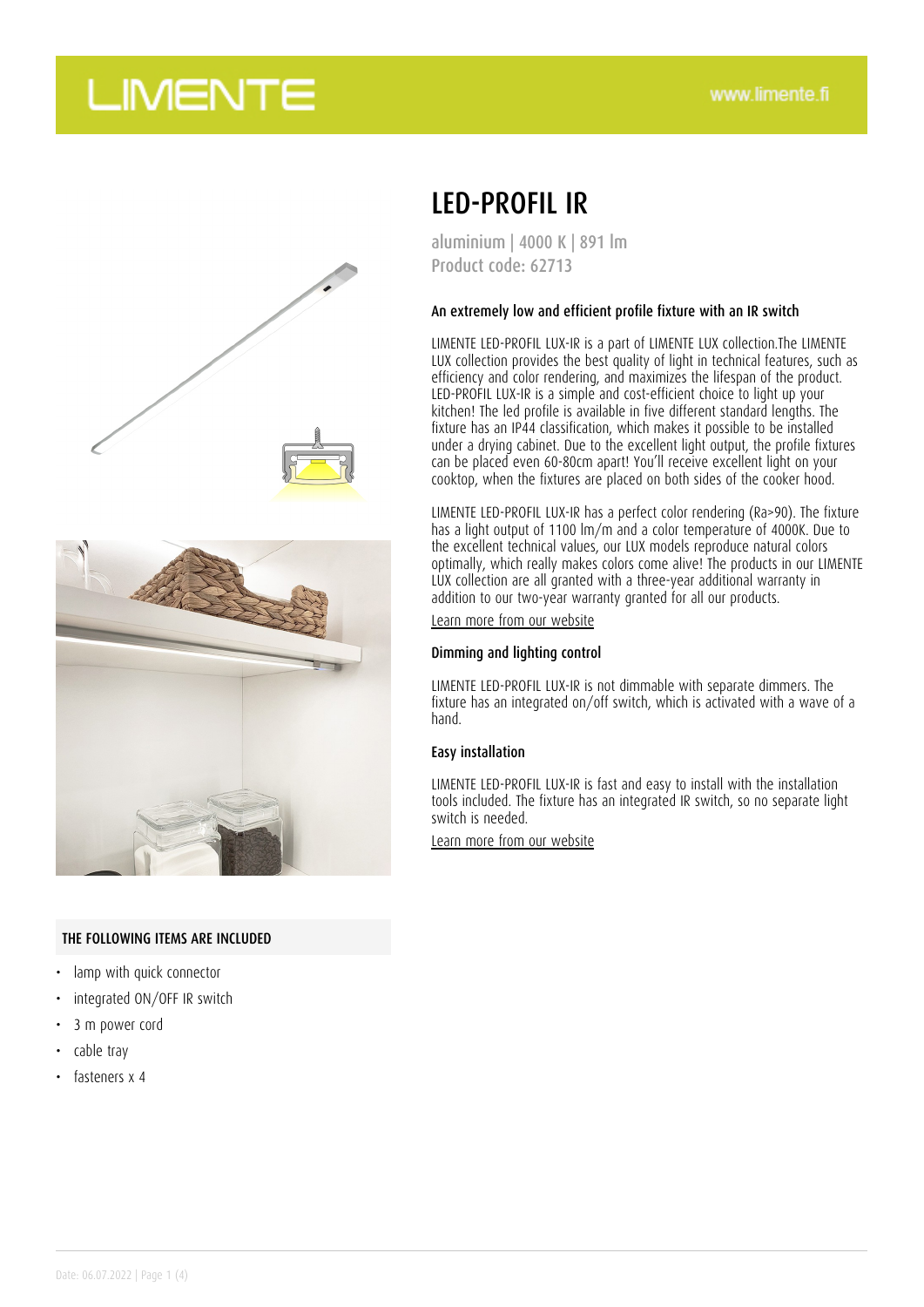LIMENTE

www.limente.fi

# LED-PROFIL IR

aluminium | 4000 K | 891 lm
Product code: 62713

### An extremely low and efficient profile fixture with an IR switch

LIMENTE LED-PROFIL LUX-IR is a part of LIMENTE LUX collection.The LIMENTE LUX collection provides the best quality of light in technical features, such as efficiency and color rendering, and maximizes the lifespan of the product. LED-PROFIL LUX-IR is a simple and cost-efficient choice to light up your kitchen! The led profile is available in five different standard lengths. The fixture has an IP44 classification, which makes it possible to be installed under a drying cabinet. Due to the excellent light output, the profile fixtures can be placed even 60-80cm apart! You'll receive excellent light on your cooktop, when the fixtures are placed on both sides of the cooker hood.

LIMENTE LED-PROFIL LUX-IR has a perfect color rendering (Ra>90). The fixture has a light output of 1100 lm/m and a color temperature of 4000K. Due to the excellent technical values, our LUX models reproduce natural colors optimally, which really makes colors come alive! The products in our LIMENTE LUX collection are all granted with a three-year additional warranty in addition to our two-year warranty granted for all our products.

Learn more from our website

### Dimming and lighting control

LIMENTE LED-PROFIL LUX-IR is not dimmable with separate dimmers. The fixture has an integrated on/off switch, which is activated with a wave of a hand.

### Easy installation

LIMENTE LED-PROFIL LUX-IR is fast and easy to install with the installation tools included. The fixture has an integrated IR switch, so no separate light switch is needed.

Learn more from our website

### THE FOLLOWING ITEMS ARE INCLUDED

- lamp with quick connector
- integrated ON/OFF IR switch
- 3 m power cord
- cable tray
- fasteners x 4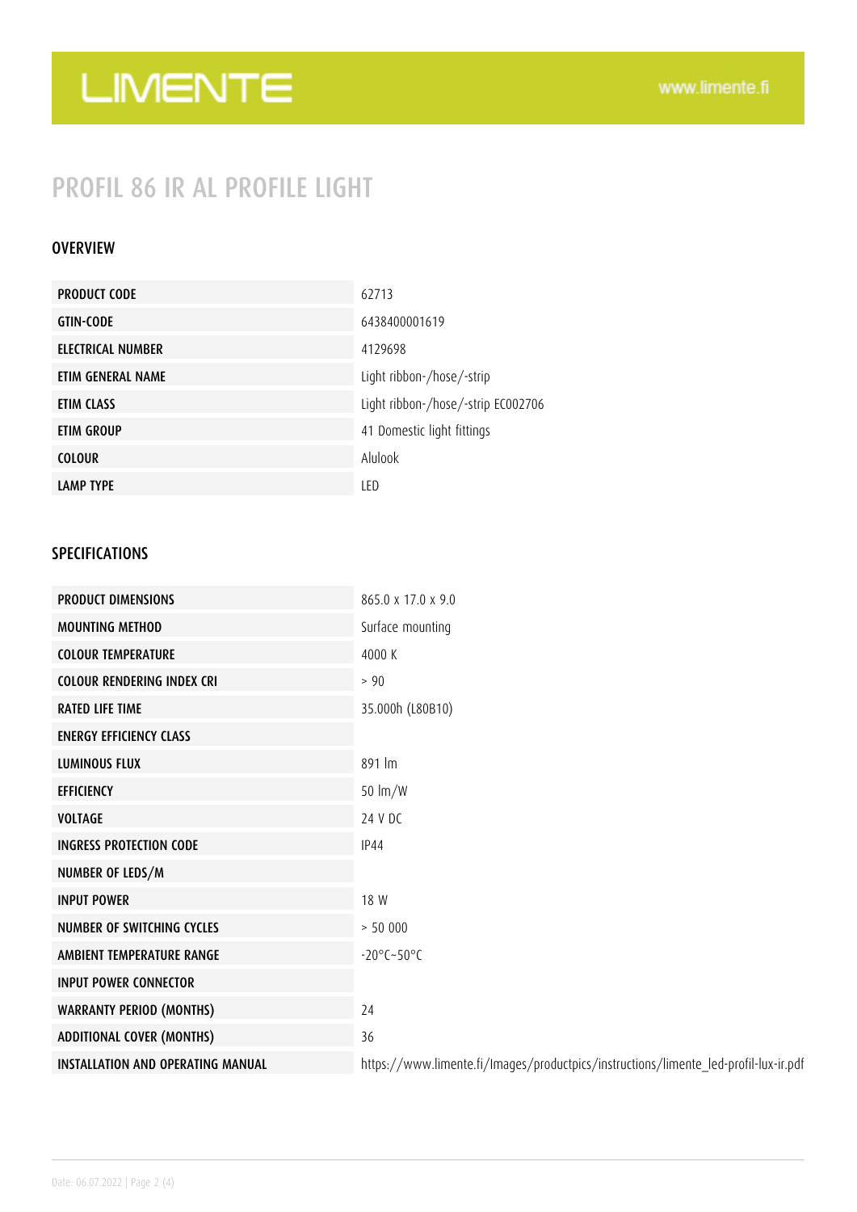# PROFIL 86 IR AL PROFILE LIGHT

## OVERVIEW

| | |
|---|---|
| PRODUCT CODE | 62713 |
| GTIN-CODE | 6438400001619 |
| ELECTRICAL NUMBER | 4129698 |
| ETIM GENERAL NAME | Light ribbon-/hose/-strip |
| ETIM CLASS | Light ribbon-/hose/-strip EC002706 |
| ETIM GROUP | 41 Domestic light fittings |
| COLOUR | Alulook |
| LAMP TYPE | LED |

## SPECIFICATIONS

| | |
|---|---|
| PRODUCT DIMENSIONS | 865.0 x 17.0 x 9.0 |
| MOUNTING METHOD | Surface mounting |
| COLOUR TEMPERATURE | 4000 K |
| COLOUR RENDERING INDEX CRI | > 90 |
| RATED LIFE TIME | 35.000h (L80B10) |
| ENERGY EFFICIENCY CLASS | |
| LUMINOUS FLUX | 891 lm |
| EFFICIENCY | 50 lm/W |
| VOLTAGE | 24 V DC |
| INGRESS PROTECTION CODE | IP44 |
| NUMBER OF LEDS/M | |
| INPUT POWER | 18 W |
| NUMBER OF SWITCHING CYCLES | > 50 000 |
| AMBIENT TEMPERATURE RANGE | -20°C~50°C |
| INPUT POWER CONNECTOR | |
| WARRANTY PERIOD (MONTHS) | 24 |
| ADDITIONAL COVER (MONTHS) | 36 |
| INSTALLATION AND OPERATING MANUAL | https://www.limente.fi/Images/productpics/instructions/limente_led-profil-lux-ir.pdf |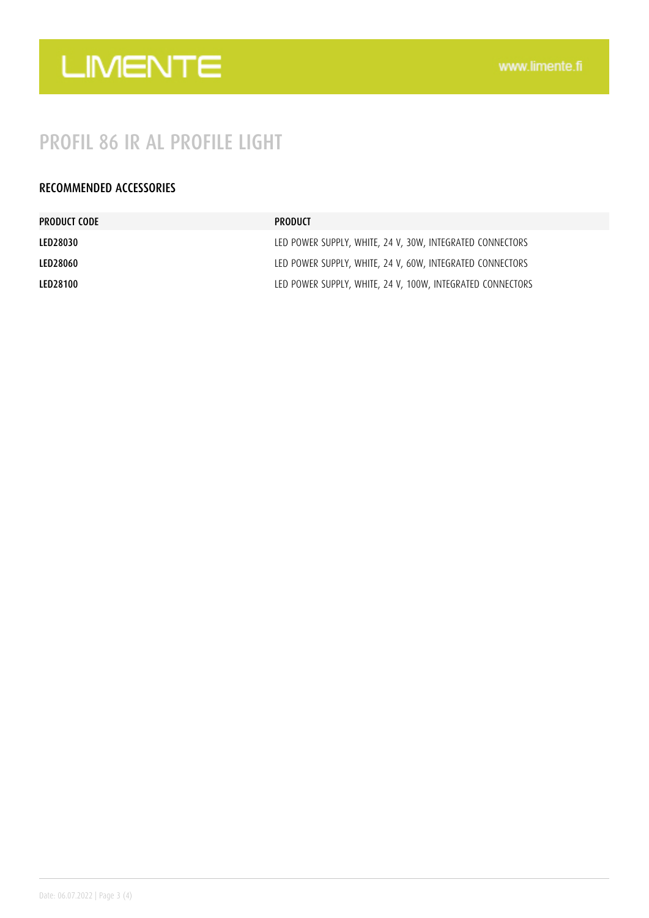# PROFIL 86 IR AL PROFILE LIGHT

## RECOMMENDED ACCESSORIES

| PRODUCT CODE | PRODUCT |
| --- | --- |
| LED28030 | LED POWER SUPPLY, WHITE, 24 V, 30W, INTEGRATED CONNECTORS |
| LED28060 | LED POWER SUPPLY, WHITE, 24 V, 60W, INTEGRATED CONNECTORS |
| LED28100 | LED POWER SUPPLY, WHITE, 24 V, 100W, INTEGRATED CONNECTORS |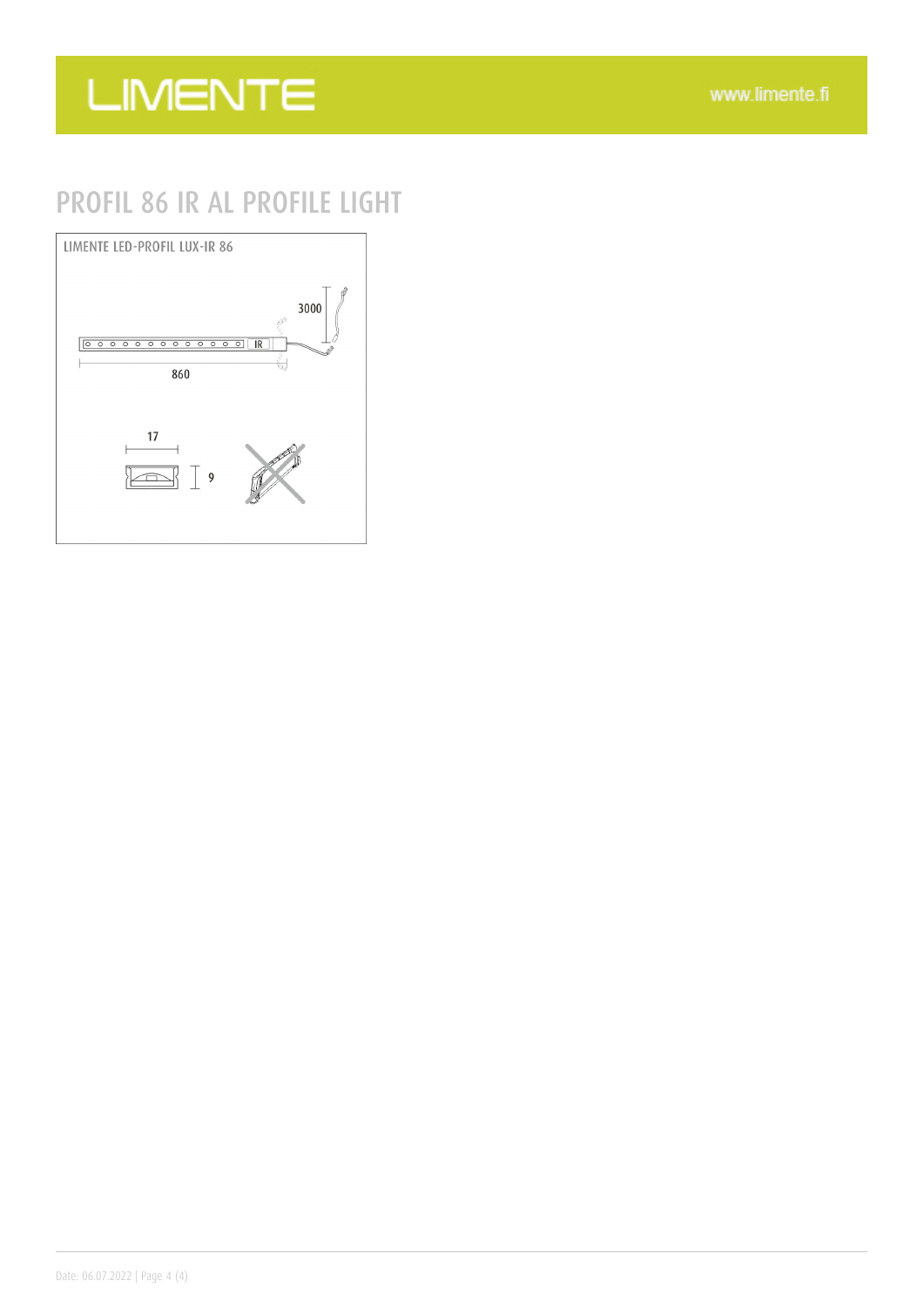# PROFIL 86 IR AL PROFILE LIGHT

LIMENTE LED-PROFIL LUX-IR 86

3000

IR

860

17

9